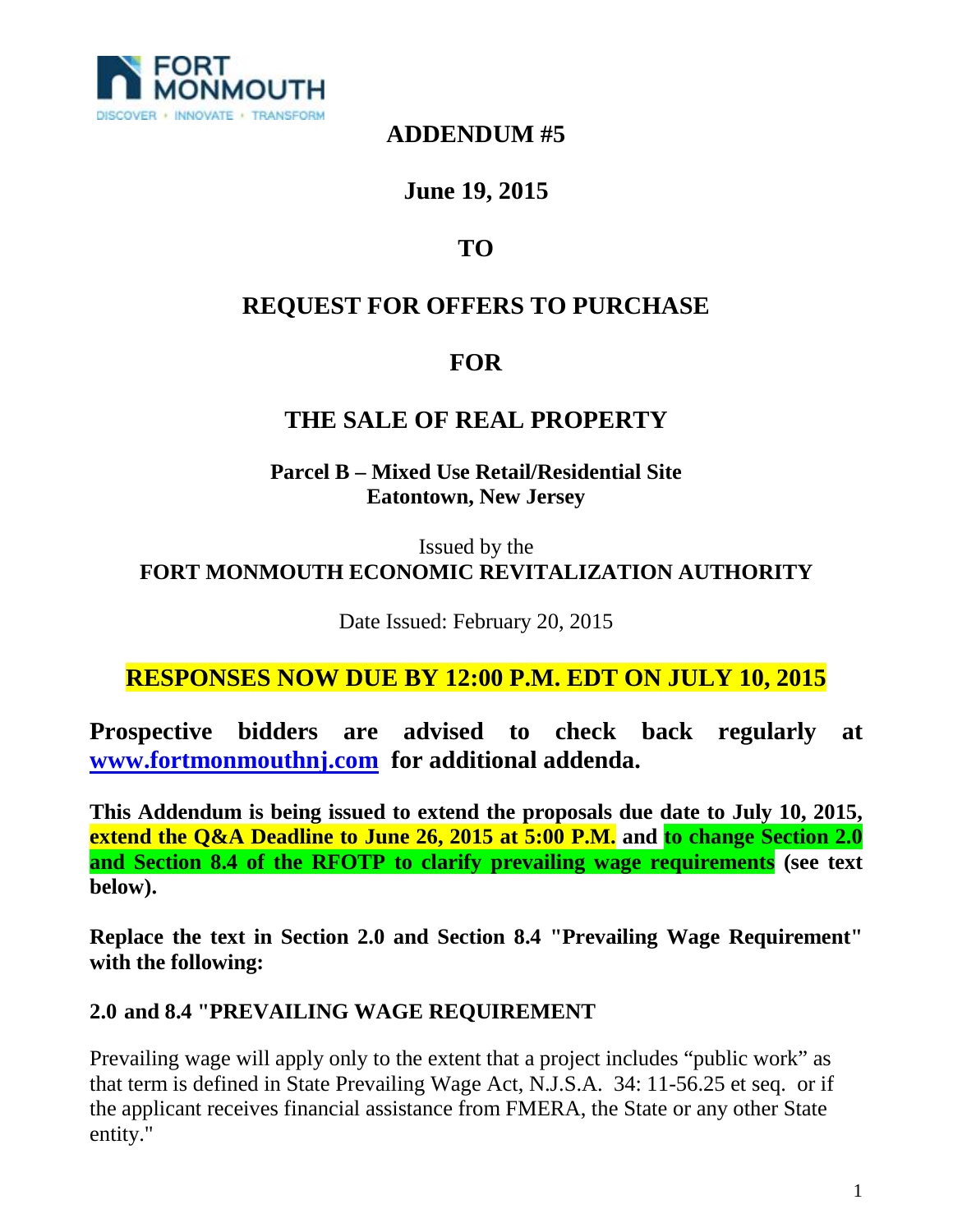FORT MONMOUTH
DISCOVER • INNOVATE • TRANSFORM

# ADDENDUM #5

## June 19, 2015

## TO

## REQUEST FOR OFFERS TO PURCHASE

## FOR

## THE SALE OF REAL PROPERTY

**Parcel B – Mixed Use Retail/Residential Site**
**Eatontown, New Jersey**

Issued by the
**FORT MONMOUTH ECONOMIC REVITALIZATION AUTHORITY**

Date Issued: February 20, 2015

## RESPONSES NOW DUE BY 12:00 P.M. EDT ON JULY 10, 2015

**Prospective bidders are advised to check back regularly at [www.fortmonmouthnj.com](http://www.fortmonmouthnj.com) for additional addenda.**

**This Addendum is being issued to extend the proposals due date to July 10, 2015, extend the Q&A Deadline to June 26, 2015 at 5:00 P.M. and to change Section 2.0 and Section 8.4 of the RFOTP to clarify prevailing wage requirements (see text below).**

**Replace the text in Section 2.0 and Section 8.4 "Prevailing Wage Requirement" with the following:**

### 2.0 and 8.4 "PREVAILING WAGE REQUIREMENT

Prevailing wage will apply only to the extent that a project includes "public work" as that term is defined in State Prevailing Wage Act, N.J.S.A. 34: 11-56.25 et seq. or if the applicant receives financial assistance from FMERA, the State or any other State entity."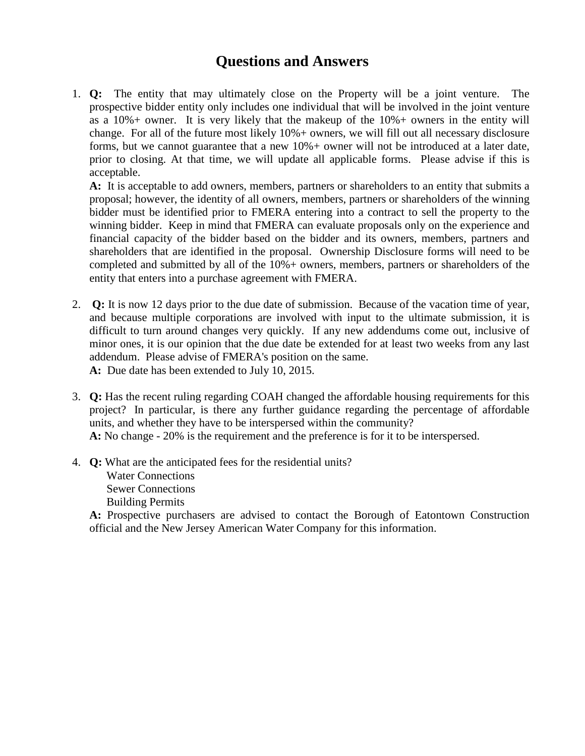# Questions and Answers

1. **Q:** The entity that may ultimately close on the Property will be a joint venture. The prospective bidder entity only includes one individual that will be involved in the joint venture as a 10%+ owner. It is very likely that the makeup of the 10%+ owners in the entity will change. For all of the future most likely 10%+ owners, we will fill out all necessary disclosure forms, but we cannot guarantee that a new 10%+ owner will not be introduced at a later date, prior to closing. At that time, we will update all applicable forms. Please advise if this is acceptable.
   **A:** It is acceptable to add owners, members, partners or shareholders to an entity that submits a proposal; however, the identity of all owners, members, partners or shareholders of the winning bidder must be identified prior to FMERA entering into a contract to sell the property to the winning bidder. Keep in mind that FMERA can evaluate proposals only on the experience and financial capacity of the bidder based on the bidder and its owners, members, partners and shareholders that are identified in the proposal. Ownership Disclosure forms will need to be completed and submitted by all of the 10%+ owners, members, partners or shareholders of the entity that enters into a purchase agreement with FMERA.

2. **Q:** It is now 12 days prior to the due date of submission. Because of the vacation time of year, and because multiple corporations are involved with input to the ultimate submission, it is difficult to turn around changes very quickly. If any new addendums come out, inclusive of minor ones, it is our opinion that the due date be extended for at least two weeks from any last addendum. Please advise of FMERA's position on the same.
   **A:** Due date has been extended to July 10, 2015.

3. **Q:** Has the recent ruling regarding COAH changed the affordable housing requirements for this project? In particular, is there any further guidance regarding the percentage of affordable units, and whether they have to be interspersed within the community?
   **A:** No change - 20% is the requirement and the preference is for it to be interspersed.

4. **Q:** What are the anticipated fees for the residential units?
   Water Connections
   Sewer Connections
   Building Permits
   **A:** Prospective purchasers are advised to contact the Borough of Eatontown Construction official and the New Jersey American Water Company for this information.